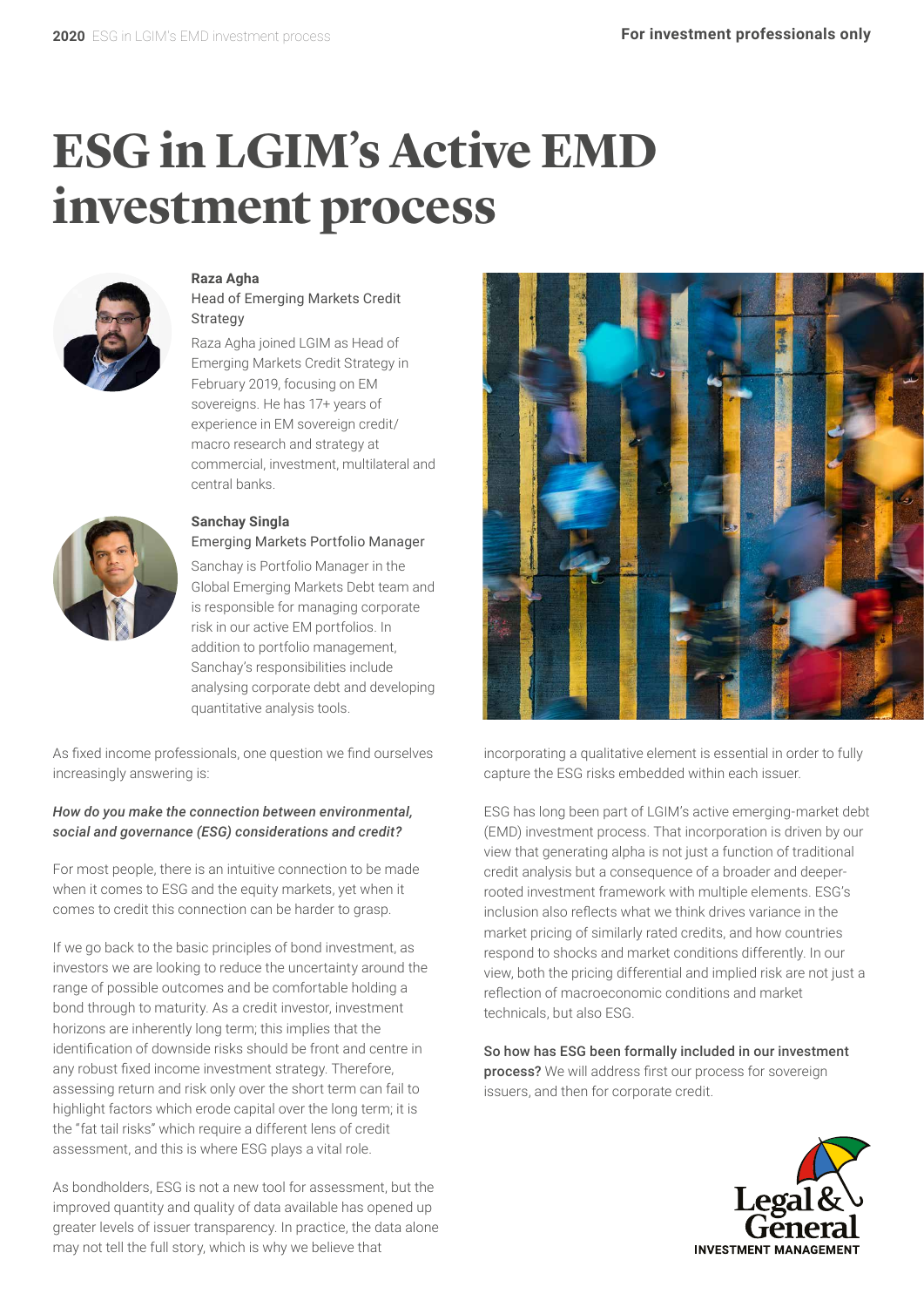# ESG in LGIM's Active EMD investment process

**Raza Agha**
Head of Emerging Markets Credit Strategy

Raza Agha joined LGIM as Head of Emerging Markets Credit Strategy in February 2019, focusing on EM sovereigns. He has 17+ years of experience in EM sovereign credit/macro research and strategy at commercial, investment, multilateral and central banks.

**Sanchay Singla**
Emerging Markets Portfolio Manager

Sanchay is Portfolio Manager in the Global Emerging Markets Debt team and is responsible for managing corporate risk in our active EM portfolios. In addition to portfolio management, Sanchay's responsibilities include analysing corporate debt and developing quantitative analysis tools.

As fixed income professionals, one question we find ourselves increasingly answering is:

***How do you make the connection between environmental, social and governance (ESG) considerations and credit?***

For most people, there is an intuitive connection to be made when it comes to ESG and the equity markets, yet when it comes to credit this connection can be harder to grasp.

If we go back to the basic principles of bond investment, as investors we are looking to reduce the uncertainty around the range of possible outcomes and be comfortable holding a bond through to maturity. As a credit investor, investment horizons are inherently long term; this implies that the identification of downside risks should be front and centre in any robust fixed income investment strategy. Therefore, assessing return and risk only over the short term can fail to highlight factors which erode capital over the long term; it is the "fat tail risks" which require a different lens of credit assessment, and this is where ESG plays a vital role.

As bondholders, ESG is not a new tool for assessment, but the improved quantity and quality of data available has opened up greater levels of issuer transparency. In practice, the data alone may not tell the full story, which is why we believe that incorporating a qualitative element is essential in order to fully capture the ESG risks embedded within each issuer.

ESG has long been part of LGIM's active emerging-market debt (EMD) investment process. That incorporation is driven by our view that generating alpha is not just a function of traditional credit analysis but a consequence of a broader and deeper-rooted investment framework with multiple elements. ESG's inclusion also reflects what we think drives variance in the market pricing of similarly rated credits, and how countries respond to shocks and market conditions differently. In our view, both the pricing differential and implied risk are not just a reflection of macroeconomic conditions and market technicals, but also ESG.

**So how has ESG been formally included in our investment process?** We will address first our process for sovereign issuers, and then for corporate credit.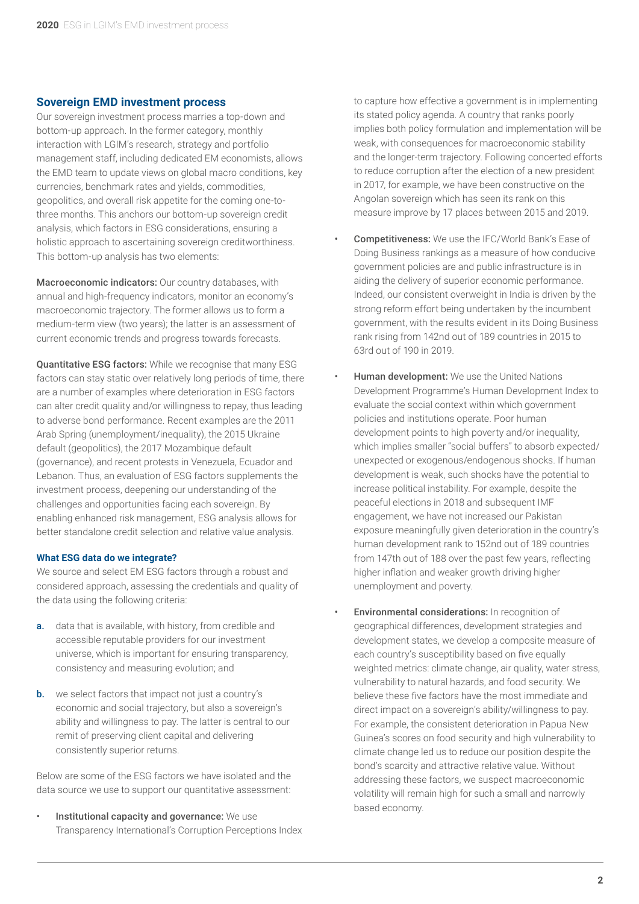## Sovereign EMD investment process

Our sovereign investment process marries a top-down and bottom-up approach. In the former category, monthly interaction with LGIM's research, strategy and portfolio management staff, including dedicated EM economists, allows the EMD team to update views on global macro conditions, key currencies, benchmark rates and yields, commodities, geopolitics, and overall risk appetite for the coming one-to-three months. This anchors our bottom-up sovereign credit analysis, which factors in ESG considerations, ensuring a holistic approach to ascertaining sovereign creditworthiness. This bottom-up analysis has two elements:

**Macroeconomic indicators:** Our country databases, with annual and high-frequency indicators, monitor an economy's macroeconomic trajectory. The former allows us to form a medium-term view (two years); the latter is an assessment of current economic trends and progress towards forecasts.

**Quantitative ESG factors:** While we recognise that many ESG factors can stay static over relatively long periods of time, there are a number of examples where deterioration in ESG factors can alter credit quality and/or willingness to repay, thus leading to adverse bond performance. Recent examples are the 2011 Arab Spring (unemployment/inequality), the 2015 Ukraine default (geopolitics), the 2017 Mozambique default (governance), and recent protests in Venezuela, Ecuador and Lebanon. Thus, an evaluation of ESG factors supplements the investment process, deepening our understanding of the challenges and opportunities facing each sovereign. By enabling enhanced risk management, ESG analysis allows for better standalone credit selection and relative value analysis.

### What ESG data do we integrate?

We source and select EM ESG factors through a robust and considered approach, assessing the credentials and quality of the data using the following criteria:

a. data that is available, with history, from credible and accessible reputable providers for our investment universe, which is important for ensuring transparency, consistency and measuring evolution; and

b. we select factors that impact not just a country's economic and social trajectory, but also a sovereign's ability and willingness to pay. The latter is central to our remit of preserving client capital and delivering consistently superior returns.

Below are some of the ESG factors we have isolated and the data source we use to support our quantitative assessment:

- **Institutional capacity and governance:** We use Transparency International's Corruption Perceptions Index to capture how effective a government is in implementing its stated policy agenda. A country that ranks poorly implies both policy formulation and implementation will be weak, with consequences for macroeconomic stability and the longer-term trajectory. Following concerted efforts to reduce corruption after the election of a new president in 2017, for example, we have been constructive on the Angolan sovereign which has seen its rank on this measure improve by 17 places between 2015 and 2019.
- **Competitiveness:** We use the IFC/World Bank's Ease of Doing Business rankings as a measure of how conducive government policies are and public infrastructure is in aiding the delivery of superior economic performance. Indeed, our consistent overweight in India is driven by the strong reform effort being undertaken by the incumbent government, with the results evident in its Doing Business rank rising from 142nd out of 189 countries in 2015 to 63rd out of 190 in 2019.
- **Human development:** We use the United Nations Development Programme's Human Development Index to evaluate the social context within which government policies and institutions operate. Poor human development points to high poverty and/or inequality, which implies smaller "social buffers" to absorb expected/unexpected or exogenous/endogenous shocks. If human development is weak, such shocks have the potential to increase political instability. For example, despite the peaceful elections in 2018 and subsequent IMF engagement, we have not increased our Pakistan exposure meaningfully given deterioration in the country's human development rank to 152nd out of 189 countries from 147th out of 188 over the past few years, reflecting higher inflation and weaker growth driving higher unemployment and poverty.
- **Environmental considerations:** In recognition of geographical differences, development strategies and development states, we develop a composite measure of each country's susceptibility based on five equally weighted metrics: climate change, air quality, water stress, vulnerability to natural hazards, and food security. We believe these five factors have the most immediate and direct impact on a sovereign's ability/willingness to pay. For example, the consistent deterioration in Papua New Guinea's scores on food security and high vulnerability to climate change led us to reduce our position despite the bond's scarcity and attractive relative value. Without addressing these factors, we suspect macroeconomic volatility will remain high for such a small and narrowly based economy.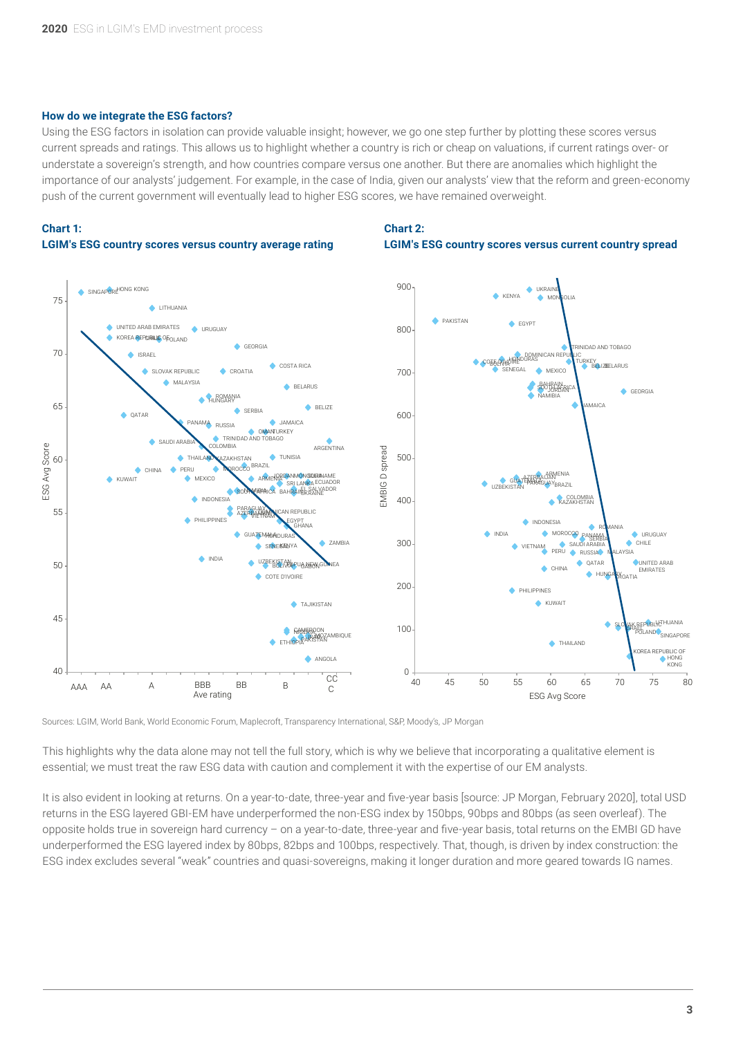### How do we integrate the ESG factors?

Using the ESG factors in isolation can provide valuable insight; however, we go one step further by plotting these scores versus current spreads and ratings. This allows us to highlight whether a country is rich or cheap on valuations, if current ratings over- or understate a sovereign's strength, and how countries compare versus one another. But there are anomalies which highlight the importance of our analysts' judgement. For example, in the case of India, given our analysts' view that the reform and green-economy push of the current government will eventually lead to higher ESG scores, we have remained overweight.

**Chart 1:**
**LGIM's ESG country scores versus country average rating**

**Chart 2:**
**LGIM's ESG country scores versus current country spread**

Sources: LGIM, World Bank, World Economic Forum, Maplecroft, Transparency International, S&P, Moody's, JP Morgan

This highlights why the data alone may not tell the full story, which is why we believe that incorporating a qualitative element is essential; we must treat the raw ESG data with caution and complement it with the expertise of our EM analysts.

It is also evident in looking at returns. On a year-to-date, three-year and five-year basis [source: JP Morgan, February 2020], total USD returns in the ESG layered GBI-EM have underperformed the non-ESG index by 150bps, 90bps and 80bps (as seen overleaf). The opposite holds true in sovereign hard currency – on a year-to-date, three-year and five-year basis, total returns on the EMBI GD have underperformed the ESG layered index by 80bps, 82bps and 100bps, respectively. That, though, is driven by index construction: the ESG index excludes several "weak" countries and quasi-sovereigns, making it longer duration and more geared towards IG names.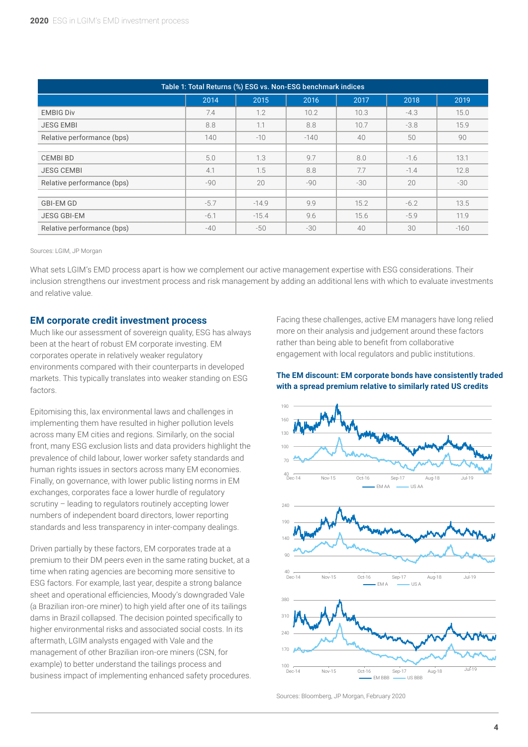| Table 1: Total Returns (%) ESG vs. Non-ESG benchmark indices | | | | | | |
|---|---|---|---|---|---|---|
| | 2014 | 2015 | 2016 | 2017 | 2018 | 2019 |
| EMBIG Div | 7.4 | 1.2 | 10.2 | 10.3 | -4.3 | 15.0 |
| JESG EMBI | 8.8 | 1.1 | 8.8 | 10.7 | -3.8 | 15.9 |
| Relative performance (bps) | 140 | -10 | -140 | 40 | 50 | 90 |
| | | | | | | |
| CEMBI BD | 5.0 | 1.3 | 9.7 | 8.0 | -1.6 | 13.1 |
| JESG CEMBI | 4.1 | 1.5 | 8.8 | 7.7 | -1.4 | 12.8 |
| Relative performance (bps) | -90 | 20 | -90 | -30 | 20 | -30 |
| | | | | | | |
| GBI-EM GD | -5.7 | -14.9 | 9.9 | 15.2 | -6.2 | 13.5 |
| JESG GBI-EM | -6.1 | -15.4 | 9.6 | 15.6 | -5.9 | 11.9 |
| Relative performance (bps) | -40 | -50 | -30 | 40 | 30 | -160 |

Sources: LGIM, JP Morgan

What sets LGIM's EMD process apart is how we complement our active management expertise with ESG considerations. Their inclusion strengthens our investment process and risk management by adding an additional lens with which to evaluate investments and relative value.

## EM corporate credit investment process

Much like our assessment of sovereign quality, ESG has always been at the heart of robust EM corporate investing. EM corporates operate in relatively weaker regulatory environments compared with their counterparts in developed markets. This typically translates into weaker standing on ESG factors.

Epitomising this, lax environmental laws and challenges in implementing them have resulted in higher pollution levels across many EM cities and regions. Similarly, on the social front, many ESG exclusion lists and data providers highlight the prevalence of child labour, lower worker safety standards and human rights issues in sectors across many EM economies. Finally, on governance, with lower public listing norms in EM exchanges, corporates face a lower hurdle of regulatory scrutiny – leading to regulators routinely accepting lower numbers of independent board directors, lower reporting standards and less transparency in inter-company dealings.

Driven partially by these factors, EM corporates trade at a premium to their DM peers even in the same rating bucket, at a time when rating agencies are becoming more sensitive to ESG factors. For example, last year, despite a strong balance sheet and operational efficiencies, Moody's downgraded Vale (a Brazilian iron-ore miner) to high yield after one of its tailings dams in Brazil collapsed. The decision pointed specifically to higher environmental risks and associated social costs. In its aftermath, LGIM analysts engaged with Vale and the management of other Brazilian iron-ore miners (CSN, for example) to better understand the tailings process and business impact of implementing enhanced safety procedures.

Facing these challenges, active EM managers have long relied more on their analysis and judgement around these factors rather than being able to benefit from collaborative engagement with local regulators and public institutions.

**The EM discount: EM corporate bonds have consistently traded with a spread premium relative to similarly rated US credits**

Sources: Bloomberg, JP Morgan, February 2020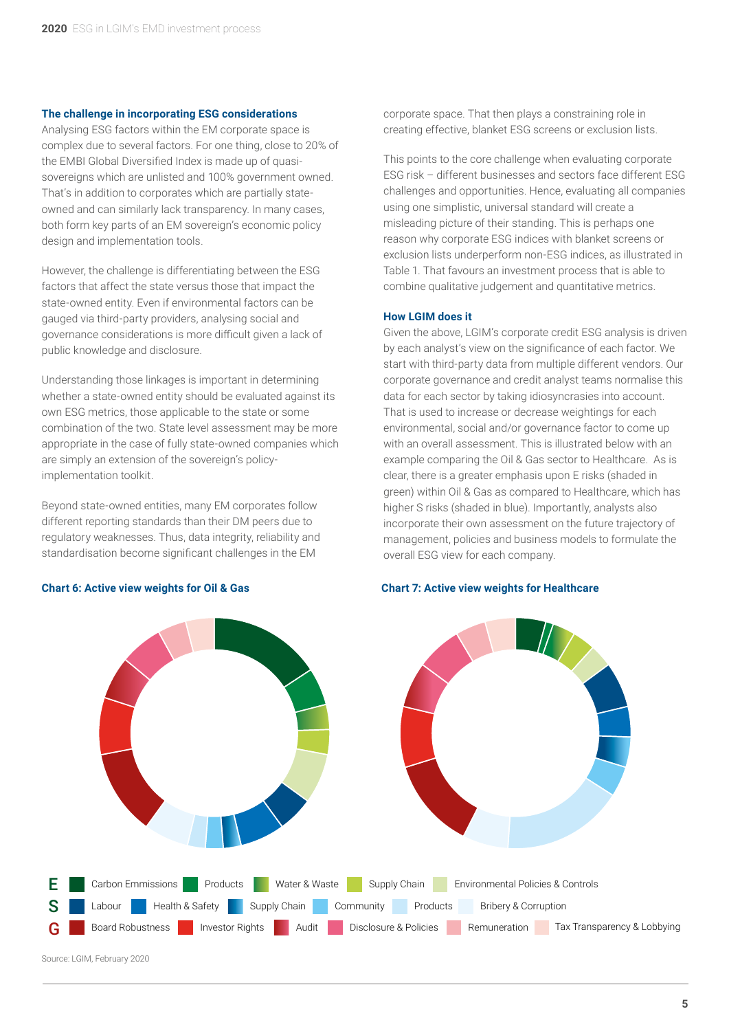### The challenge in incorporating ESG considerations

Analysing ESG factors within the EM corporate space is complex due to several factors. For one thing, close to 20% of the EMBI Global Diversified Index is made up of quasi-sovereigns which are unlisted and 100% government owned. That's in addition to corporates which are partially state-owned and can similarly lack transparency. In many cases, both form key parts of an EM sovereign's economic policy design and implementation tools.

However, the challenge is differentiating between the ESG factors that affect the state versus those that impact the state-owned entity. Even if environmental factors can be gauged via third-party providers, analysing social and governance considerations is more difficult given a lack of public knowledge and disclosure.

Understanding those linkages is important in determining whether a state-owned entity should be evaluated against its own ESG metrics, those applicable to the state or some combination of the two. State level assessment may be more appropriate in the case of fully state-owned companies which are simply an extension of the sovereign's policy-implementation toolkit.

Beyond state-owned entities, many EM corporates follow different reporting standards than their DM peers due to regulatory weaknesses. Thus, data integrity, reliability and standardisation become significant challenges in the EM corporate space. That then plays a constraining role in creating effective, blanket ESG screens or exclusion lists.

This points to the core challenge when evaluating corporate ESG risk – different businesses and sectors face different ESG challenges and opportunities. Hence, evaluating all companies using one simplistic, universal standard will create a misleading picture of their standing. This is perhaps one reason why corporate ESG indices with blanket screens or exclusion lists underperform non-ESG indices, as illustrated in Table 1. That favours an investment process that is able to combine qualitative judgement and quantitative metrics.

### How LGIM does it

Given the above, LGIM's corporate credit ESG analysis is driven by each analyst's view on the significance of each factor. We start with third-party data from multiple different vendors. Our corporate governance and credit analyst teams normalise this data for each sector by taking idiosyncrasies into account. That is used to increase or decrease weightings for each environmental, social and/or governance factor to come up with an overall assessment. This is illustrated below with an example comparing the Oil & Gas sector to Healthcare. As is clear, there is a greater emphasis upon E risks (shaded in green) within Oil & Gas as compared to Healthcare, which has higher S risks (shaded in blue). Importantly, analysts also incorporate their own assessment on the future trajectory of management, policies and business models to formulate the overall ESG view for each company.

**Chart 6: Active view weights for Oil & Gas**

**Chart 7: Active view weights for Healthcare**

| | | | | | | |
|---|---|---|---|---|---|---|
| E | Carbon Emmissions | Products | Water & Waste | Supply Chain | Environmental Policies & Controls | |
| S | Labour | Health & Safety | Supply Chain | Community | Products | Bribery & Corruption |
| G | Board Robustness | Investor Rights | Audit | Disclosure & Policies | Remuneration | Tax Transparency & Lobbying |

Source: LGIM, February 2020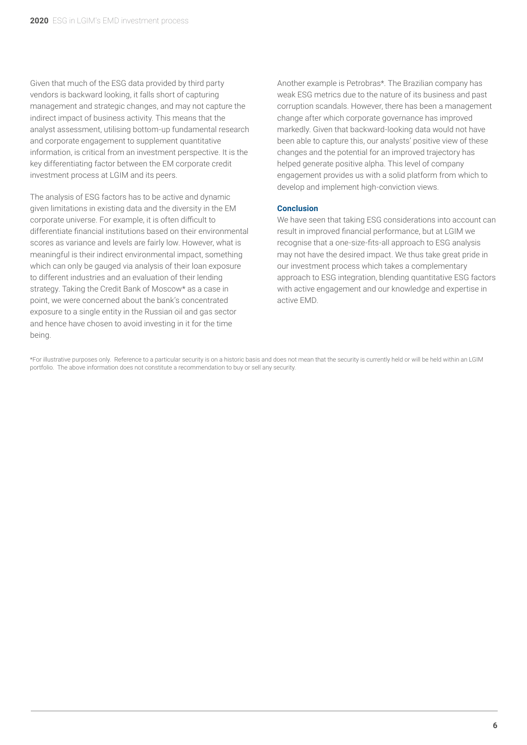Given that much of the ESG data provided by third party vendors is backward looking, it falls short of capturing management and strategic changes, and may not capture the indirect impact of business activity. This means that the analyst assessment, utilising bottom-up fundamental research and corporate engagement to supplement quantitative information, is critical from an investment perspective. It is the key differentiating factor between the EM corporate credit investment process at LGIM and its peers.

The analysis of ESG factors has to be active and dynamic given limitations in existing data and the diversity in the EM corporate universe. For example, it is often difficult to differentiate financial institutions based on their environmental scores as variance and levels are fairly low. However, what is meaningful is their indirect environmental impact, something which can only be gauged via analysis of their loan exposure to different industries and an evaluation of their lending strategy. Taking the Credit Bank of Moscow* as a case in point, we were concerned about the bank's concentrated exposure to a single entity in the Russian oil and gas sector and hence have chosen to avoid investing in it for the time being.

Another example is Petrobras*. The Brazilian company has weak ESG metrics due to the nature of its business and past corruption scandals. However, there has been a management change after which corporate governance has improved markedly. Given that backward-looking data would not have been able to capture this, our analysts' positive view of these changes and the potential for an improved trajectory has helped generate positive alpha. This level of company engagement provides us with a solid platform from which to develop and implement high-conviction views.

### Conclusion

We have seen that taking ESG considerations into account can result in improved financial performance, but at LGIM we recognise that a one-size-fits-all approach to ESG analysis may not have the desired impact. We thus take great pride in our investment process which takes a complementary approach to ESG integration, blending quantitative ESG factors with active engagement and our knowledge and expertise in active EMD.

*For illustrative purposes only. Reference to a particular security is on a historic basis and does not mean that the security is currently held or will be held within an LGIM portfolio. The above information does not constitute a recommendation to buy or sell any security.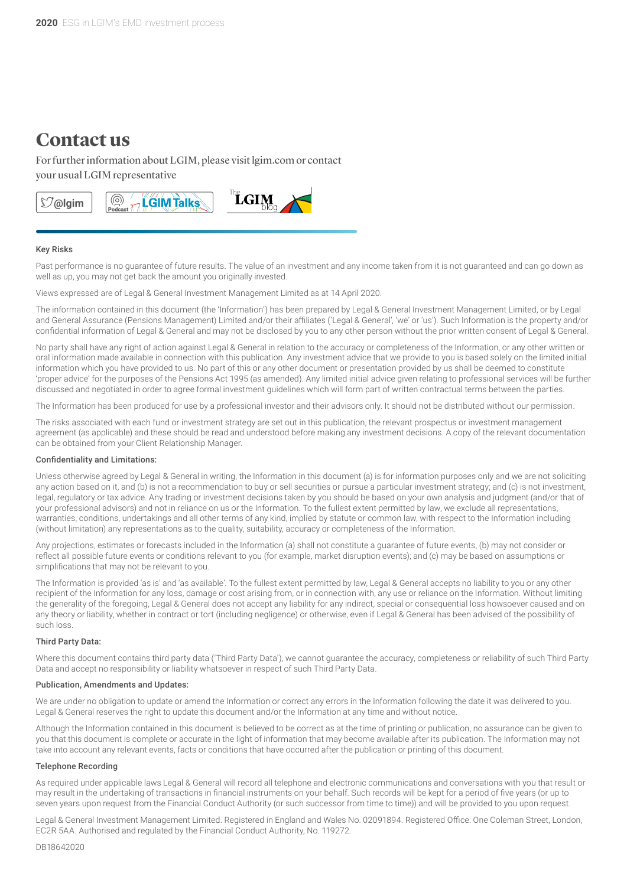# Contact us

For further information about LGIM, please visit lgim.com or contact your usual LGIM representative

@lgim

Podcast LGIM Talks

The LGIM blog

#### Key Risks

Past performance is no guarantee of future results. The value of an investment and any income taken from it is not guaranteed and can go down as well as up, you may not get back the amount you originally invested.

Views expressed are of Legal & General Investment Management Limited as at 14 April 2020.

The information contained in this document (the 'Information') has been prepared by Legal & General Investment Management Limited, or by Legal and General Assurance (Pensions Management) Limited and/or their affiliates ('Legal & General', 'we' or 'us'). Such Information is the property and/or confidential information of Legal & General and may not be disclosed by you to any other person without the prior written consent of Legal & General.

No party shall have any right of action against Legal & General in relation to the accuracy or completeness of the Information, or any other written or oral information made available in connection with this publication. Any investment advice that we provide to you is based solely on the limited initial information which you have provided to us. No part of this or any other document or presentation provided by us shall be deemed to constitute 'proper advice' for the purposes of the Pensions Act 1995 (as amended). Any limited initial advice given relating to professional services will be further discussed and negotiated in order to agree formal investment guidelines which will form part of written contractual terms between the parties.

The Information has been produced for use by a professional investor and their advisors only. It should not be distributed without our permission.

The risks associated with each fund or investment strategy are set out in this publication, the relevant prospectus or investment management agreement (as applicable) and these should be read and understood before making any investment decisions. A copy of the relevant documentation can be obtained from your Client Relationship Manager.

#### Confidentiality and Limitations:

Unless otherwise agreed by Legal & General in writing, the Information in this document (a) is for information purposes only and we are not soliciting any action based on it, and (b) is not a recommendation to buy or sell securities or pursue a particular investment strategy; and (c) is not investment, legal, regulatory or tax advice. Any trading or investment decisions taken by you should be based on your own analysis and judgment (and/or that of your professional advisors) and not in reliance on us or the Information. To the fullest extent permitted by law, we exclude all representations, warranties, conditions, undertakings and all other terms of any kind, implied by statute or common law, with respect to the Information including (without limitation) any representations as to the quality, suitability, accuracy or completeness of the Information.

Any projections, estimates or forecasts included in the Information (a) shall not constitute a guarantee of future events, (b) may not consider or reflect all possible future events or conditions relevant to you (for example, market disruption events); and (c) may be based on assumptions or simplifications that may not be relevant to you.

The Information is provided 'as is' and 'as available'. To the fullest extent permitted by law, Legal & General accepts no liability to you or any other recipient of the Information for any loss, damage or cost arising from, or in connection with, any use or reliance on the Information. Without limiting the generality of the foregoing, Legal & General does not accept any liability for any indirect, special or consequential loss howsoever caused and on any theory or liability, whether in contract or tort (including negligence) or otherwise, even if Legal & General has been advised of the possibility of such loss.

#### Third Party Data:

Where this document contains third party data ('Third Party Data'), we cannot guarantee the accuracy, completeness or reliability of such Third Party Data and accept no responsibility or liability whatsoever in respect of such Third Party Data.

#### Publication, Amendments and Updates:

We are under no obligation to update or amend the Information or correct any errors in the Information following the date it was delivered to you. Legal & General reserves the right to update this document and/or the Information at any time and without notice.

Although the Information contained in this document is believed to be correct as at the time of printing or publication, no assurance can be given to you that this document is complete or accurate in the light of information that may become available after its publication. The Information may not take into account any relevant events, facts or conditions that have occurred after the publication or printing of this document.

#### Telephone Recording

As required under applicable laws Legal & General will record all telephone and electronic communications and conversations with you that result or may result in the undertaking of transactions in financial instruments on your behalf. Such records will be kept for a period of five years (or up to seven years upon request from the Financial Conduct Authority (or such successor from time to time)) and will be provided to you upon request.

Legal & General Investment Management Limited. Registered in England and Wales No. 02091894. Registered Office: One Coleman Street, London, EC2R 5AA. Authorised and regulated by the Financial Conduct Authority, No. 119272.

DB18642020